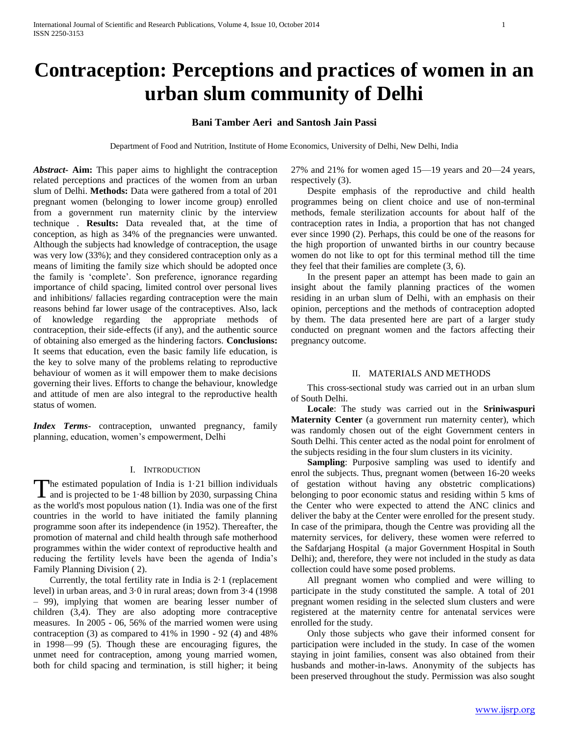# Contraception: Perceptions and practices of women in an urban slum community of Delhi

**Bani Tamber Aeri and Santosh Jain Passi**

Department of Food and Nutrition, Institute of Home Economics, University of Delhi, New Delhi, India

***Abstract*- Aim:** This paper aims to highlight the contraception related perceptions and practices of the women from an urban slum of Delhi. **Methods:** Data were gathered from a total of 201 pregnant women (belonging to lower income group) enrolled from a government run maternity clinic by the interview technique . **Results:** Data revealed that, at the time of conception, as high as 34% of the pregnancies were unwanted. Although the subjects had knowledge of contraception, the usage was very low (33%); and they considered contraception only as a means of limiting the family size which should be adopted once the family is 'complete'. Son preference, ignorance regarding importance of child spacing, limited control over personal lives and inhibitions/ fallacies regarding contraception were the main reasons behind far lower usage of the contraceptives. Also, lack of knowledge regarding the appropriate methods of contraception, their side-effects (if any), and the authentic source of obtaining also emerged as the hindering factors. **Conclusions:** It seems that education, even the basic family life education, is the key to solve many of the problems relating to reproductive behaviour of women as it will empower them to make decisions governing their lives. Efforts to change the behaviour, knowledge and attitude of men are also integral to the reproductive health status of women.

***Index Terms***- contraception, unwanted pregnancy, family planning, education, women's empowerment, Delhi

## I. Introduction

The estimated population of India is 1·21 billion individuals and is projected to be 1·48 billion by 2030, surpassing China as the world's most populous nation (1). India was one of the first countries in the world to have initiated the family planning programme soon after its independence (in 1952). Thereafter, the promotion of maternal and child health through safe motherhood programmes within the wider context of reproductive health and reducing the fertility levels have been the agenda of India's Family Planning Division ( 2).

Currently, the total fertility rate in India is 2·1 (replacement level) in urban areas, and 3·0 in rural areas; down from 3·4 (1998 – 99), implying that women are bearing lesser number of children (3,4). They are also adopting more contraceptive measures. In 2005 - 06, 56% of the married women were using contraception (3) as compared to 41% in 1990 - 92 (4) and 48% in 1998—99 (5). Though these are encouraging figures, the unmet need for contraception, among young married women, both for child spacing and termination, is still higher; it being 27% and 21% for women aged 15—19 years and 20—24 years, respectively (3).

Despite emphasis of the reproductive and child health programmes being on client choice and use of non-terminal methods, female sterilization accounts for about half of the contraception rates in India, a proportion that has not changed ever since 1990 (2). Perhaps, this could be one of the reasons for the high proportion of unwanted births in our country because women do not like to opt for this terminal method till the time they feel that their families are complete (3, 6).

In the present paper an attempt has been made to gain an insight about the family planning practices of the women residing in an urban slum of Delhi, with an emphasis on their opinion, perceptions and the methods of contraception adopted by them. The data presented here are part of a larger study conducted on pregnant women and the factors affecting their pregnancy outcome.

## II. Materials and Methods

This cross-sectional study was carried out in an urban slum of South Delhi.

**Locale**: The study was carried out in the **Sriniwaspuri Maternity Center** (a government run maternity center), which was randomly chosen out of the eight Government centers in South Delhi. This center acted as the nodal point for enrolment of the subjects residing in the four slum clusters in its vicinity.

**Sampling**: Purposive sampling was used to identify and enrol the subjects. Thus, pregnant women (between 16-20 weeks of gestation without having any obstetric complications) belonging to poor economic status and residing within 5 kms of the Center who were expected to attend the ANC clinics and deliver the baby at the Center were enrolled for the present study. In case of the primipara, though the Centre was providing all the maternity services, for delivery, these women were referred to the Safdarjang Hospital (a major Government Hospital in South Delhi); and, therefore, they were not included in the study as data collection could have some posed problems.

All pregnant women who complied and were willing to participate in the study constituted the sample. A total of 201 pregnant women residing in the selected slum clusters and were registered at the maternity centre for antenatal services were enrolled for the study.

Only those subjects who gave their informed consent for participation were included in the study. In case of the women staying in joint families, consent was also obtained from their husbands and mother-in-laws. Anonymity of the subjects has been preserved throughout the study. Permission was also sought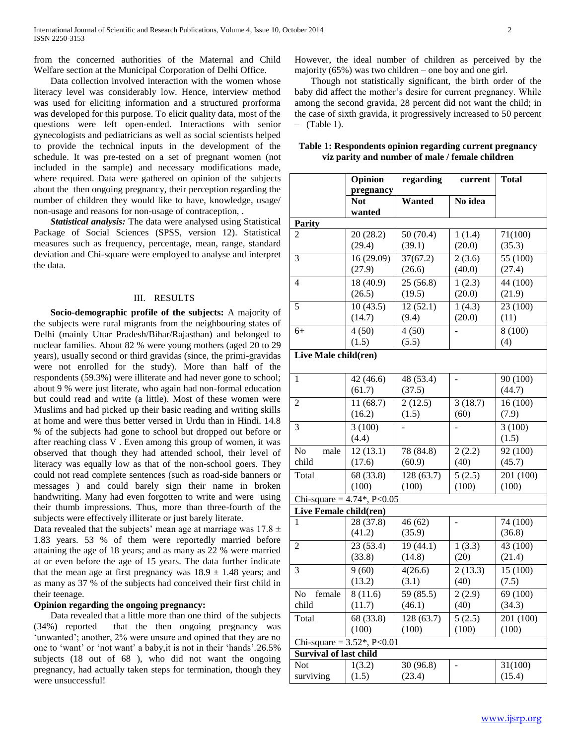from the concerned authorities of the Maternal and Child Welfare section at the Municipal Corporation of Delhi Office.

Data collection involved interaction with the women whose literacy level was considerably low. Hence, interview method was used for eliciting information and a structured prorforma was developed for this purpose. To elicit quality data, most of the questions were left open-ended. Interactions with senior gynecologists and pediatricians as well as social scientists helped to provide the technical inputs in the development of the schedule. It was pre-tested on a set of pregnant women (not included in the sample) and necessary modifications made, where required. Data were gathered on opinion of the subjects about the then ongoing pregnancy, their perception regarding the number of children they would like to have, knowledge, usage/ non-usage and reasons for non-usage of contraception, .

***Statistical analysis:*** The data were analysed using Statistical Package of Social Sciences (SPSS, version 12). Statistical measures such as frequency, percentage, mean, range, standard deviation and Chi-square were employed to analyse and interpret the data.

## III. RESULTS

**Socio-demographic profile of the subjects:** A majority of the subjects were rural migrants from the neighbouring states of Delhi (mainly Uttar Pradesh/Bihar/Rajasthan) and belonged to nuclear families. About 82 % were young mothers (aged 20 to 29 years), usually second or third gravidas (since, the primi-gravidas were not enrolled for the study). More than half of the respondents (59.3%) were illiterate and had never gone to school; about 9 % were just literate, who again had non-formal education but could read and write (a little). Most of these women were Muslims and had picked up their basic reading and writing skills at home and were thus better versed in Urdu than in Hindi. 14.8 % of the subjects had gone to school but dropped out before or after reaching class V . Even among this group of women, it was observed that though they had attended school, their level of literacy was equally low as that of the non-school goers. They could not read complete sentences (such as road-side banners or messages ) and could barely sign their name in broken handwriting. Many had even forgotten to write and were using their thumb impressions. Thus, more than three-fourth of the subjects were effectively illiterate or just barely literate.

Data revealed that the subjects' mean age at marriage was $17.8 \pm 1.83$ years. 53 % of them were reportedly married before attaining the age of 18 years; and as many as 22 % were married at or even before the age of 15 years. The data further indicate that the mean age at first pregnancy was $18.9 \pm 1.48$ years; and as many as 37 % of the subjects had conceived their first child in their teenage.

**Opinion regarding the ongoing pregnancy:**

Data revealed that a little more than one third of the subjects (34%) reported that the then ongoing pregnancy was 'unwanted'; another, 2% were unsure and opined that they are no one to 'want' or 'not want' a baby,it is not in their 'hands'.26.5% subjects (18 out of 68 ), who did not want the ongoing pregnancy, had actually taken steps for termination, though they were unsuccessful!

However, the ideal number of children as perceived by the majority (65%) was two children – one boy and one girl.

Though not statistically significant, the birth order of the baby did affect the mother's desire for current pregnancy. While among the second gravida, 28 percent did not want the child; in the case of sixth gravida, it progressively increased to 50 percent – (Table 1).

**Table 1: Respondents opinion regarding current pregnancy viz parity and number of male / female children**

| | Opinion regarding current pregnancy | | | Total |
|---|---|---|---|---|
| | Not wanted | Wanted | No idea | |
| **Parity** | | | | |
| 2 | 20 (28.2) (29.4) | 50 (70.4) (39.1) | 1 (1.4) (20.0) | 71(100) (35.3) |
| 3 | 16 (29.09) (27.9) | 37(67.2) (26.6) | 2 (3.6) (40.0) | 55 (100) (27.4) |
| 4 | 18 (40.9) (26.5) | 25 (56.8) (19.5) | 1 (2.3) (20.0) | 44 (100) (21.9) |
| 5 | 10 (43.5) (14.7) | 12 (52.1) (9.4) | 1 (4.3) (20.0) | 23 (100) (11) |
| 6+ | 4 (50) (1.5) | 4 (50) (5.5) | - | 8 (100) (4) |
| **Live Male child(ren)** | | | | |
| 1 | 42 (46.6) (61.7) | 48 (53.4) (37.5) | - | 90 (100) (44.7) |
| 2 | 11 (68.7) (16.2) | 2 (12.5) (1.5) | 3 (18.7) (60) | 16 (100) (7.9) |
| 3 | 3 (100) (4.4) | - | - | 3 (100) (1.5) |
| No male child | 12 (13.1) (17.6) | 78 (84.8) (60.9) | 2 (2.2) (40) | 92 (100) (45.7) |
| Total | 68 (33.8) (100) | 128 (63.7) (100) | 5 (2.5) (100) | 201 (100) (100) |
| Chi-square = 4.74*, P<0.05 | | | | |
| **Live Female child(ren)** | | | | |
| 1 | 28 (37.8) (41.2) | 46 (62) (35.9) | - | 74 (100) (36.8) |
| 2 | 23 (53.4) (33.8) | 19 (44.1) (14.8) | 1 (3.3) (20) | 43 (100) (21.4) |
| 3 | 9 (60) (13.2) | 4(26.6) (3.1) | 2 (13.3) (40) | 15 (100) (7.5) |
| No female child | 8 (11.6) (11.7) | 59 (85.5) (46.1) | 2 (2.9) (40) | 69 (100) (34.3) |
| Total | 68 (33.8) (100) | 128 (63.7) (100) | 5 (2.5) (100) | 201 (100) (100) |
| Chi-square = 3.52*, P<0.01 | | | | |
| **Survival of last child** | | | | |
| Not surviving | 1(3.2) (1.5) | 30 (96.8) (23.4) | - | 31(100) (15.4) |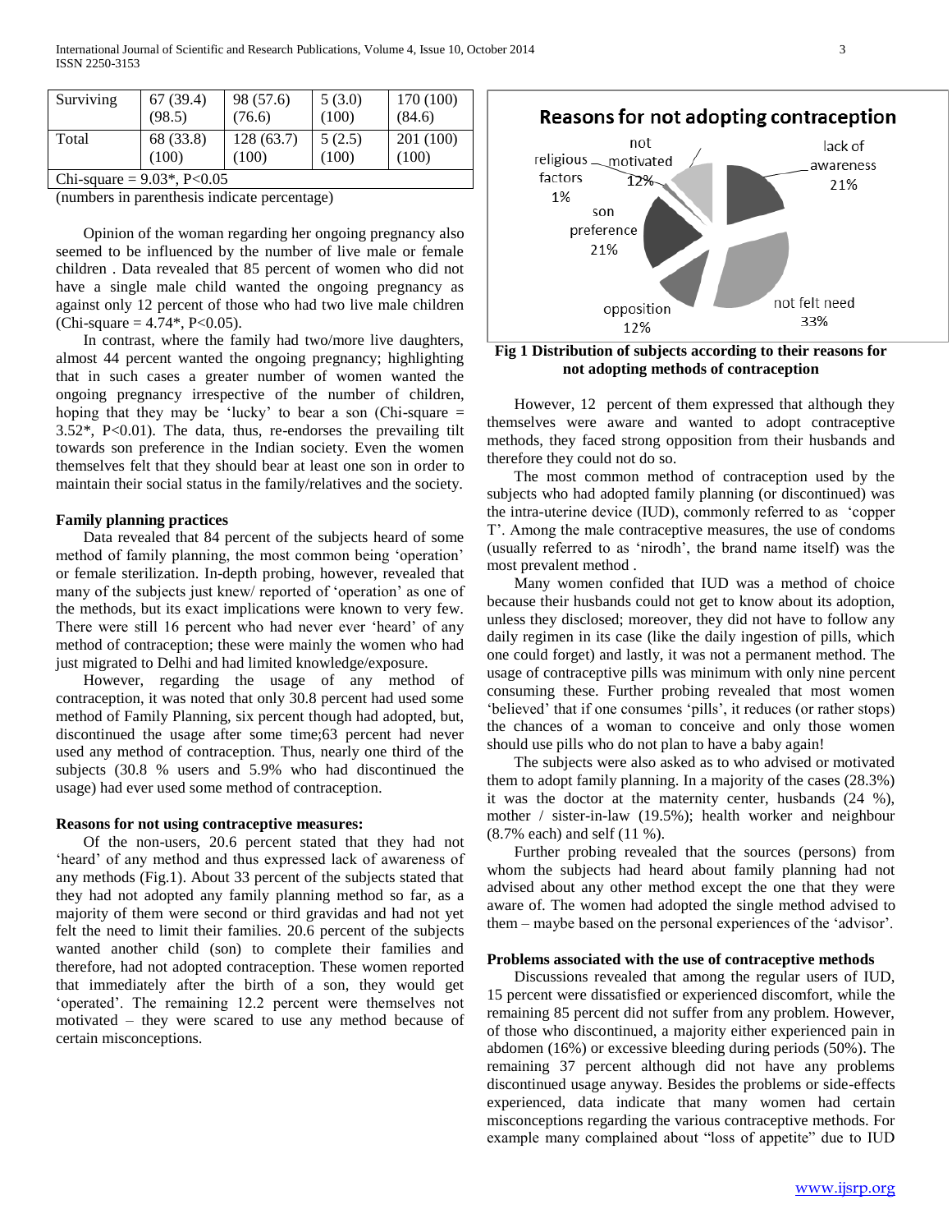| | | | | |
|---|---|---|---|---|
| Surviving | 67 (39.4) (98.5) | 98 (57.6) (76.6) | 5 (3.0) (100) | 170 (100) (84.6) |
| Total | 68 (33.8) (100) | 128 (63.7) (100) | 5 (2.5) (100) | 201 (100) (100) |
| Chi-square = 9.03*, P<0.05 | | | | |

(numbers in parenthesis indicate percentage)

Opinion of the woman regarding her ongoing pregnancy also seemed to be influenced by the number of live male or female children . Data revealed that 85 percent of women who did not have a single male child wanted the ongoing pregnancy as against only 12 percent of those who had two live male children (Chi-square = 4.74*, P<0.05).

In contrast, where the family had two/more live daughters, almost 44 percent wanted the ongoing pregnancy; highlighting that in such cases a greater number of women wanted the ongoing pregnancy irrespective of the number of children, hoping that they may be 'lucky' to bear a son (Chi-square = 3.52*, P<0.01). The data, thus, re-endorses the prevailing tilt towards son preference in the Indian society. Even the women themselves felt that they should bear at least one son in order to maintain their social status in the family/relatives and the society.

**Family planning practices**

Data revealed that 84 percent of the subjects heard of some method of family planning, the most common being 'operation' or female sterilization. In-depth probing, however, revealed that many of the subjects just knew/ reported of 'operation' as one of the methods, but its exact implications were known to very few. There were still 16 percent who had never ever 'heard' of any method of contraception; these were mainly the women who had just migrated to Delhi and had limited knowledge/exposure.

However, regarding the usage of any method of contraception, it was noted that only 30.8 percent had used some method of Family Planning, six percent though had adopted, but, discontinued the usage after some time;63 percent had never used any method of contraception. Thus, nearly one third of the subjects (30.8 % users and 5.9% who had discontinued the usage) had ever used some method of contraception.

**Reasons for not using contraceptive measures:**

Of the non-users, 20.6 percent stated that they had not 'heard' of any method and thus expressed lack of awareness of any methods (Fig.1). About 33 percent of the subjects stated that they had not adopted any family planning method so far, as a majority of them were second or third gravidas and had not yet felt the need to limit their families. 20.6 percent of the subjects wanted another child (son) to complete their families and therefore, had not adopted contraception. These women reported that immediately after the birth of a son, they would get 'operated'. The remaining 12.2 percent were themselves not motivated – they were scared to use any method because of certain misconceptions.

**Fig 1 Distribution of subjects according to their reasons for not adopting methods of contraception**

However, 12 percent of them expressed that although they themselves were aware and wanted to adopt contraceptive methods, they faced strong opposition from their husbands and therefore they could not do so.

The most common method of contraception used by the subjects who had adopted family planning (or discontinued) was the intra-uterine device (IUD), commonly referred to as 'copper T'. Among the male contraceptive measures, the use of condoms (usually referred to as 'nirodh', the brand name itself) was the most prevalent method .

Many women confided that IUD was a method of choice because their husbands could not get to know about its adoption, unless they disclosed; moreover, they did not have to follow any daily regimen in its case (like the daily ingestion of pills, which one could forget) and lastly, it was not a permanent method. The usage of contraceptive pills was minimum with only nine percent consuming these. Further probing revealed that most women 'believed' that if one consumes 'pills', it reduces (or rather stops) the chances of a woman to conceive and only those women should use pills who do not plan to have a baby again!

The subjects were also asked as to who advised or motivated them to adopt family planning. In a majority of the cases (28.3%) it was the doctor at the maternity center, husbands (24 %), mother / sister-in-law (19.5%); health worker and neighbour (8.7% each) and self (11 %).

Further probing revealed that the sources (persons) from whom the subjects had heard about family planning had not advised about any other method except the one that they were aware of. The women had adopted the single method advised to them – maybe based on the personal experiences of the 'advisor'.

**Problems associated with the use of contraceptive methods**

Discussions revealed that among the regular users of IUD, 15 percent were dissatisfied or experienced discomfort, while the remaining 85 percent did not suffer from any problem. However, of those who discontinued, a majority either experienced pain in abdomen (16%) or excessive bleeding during periods (50%). The remaining 37 percent although did not have any problems discontinued usage anyway. Besides the problems or side-effects experienced, data indicate that many women had certain misconceptions regarding the various contraceptive methods. For example many complained about "loss of appetite" due to IUD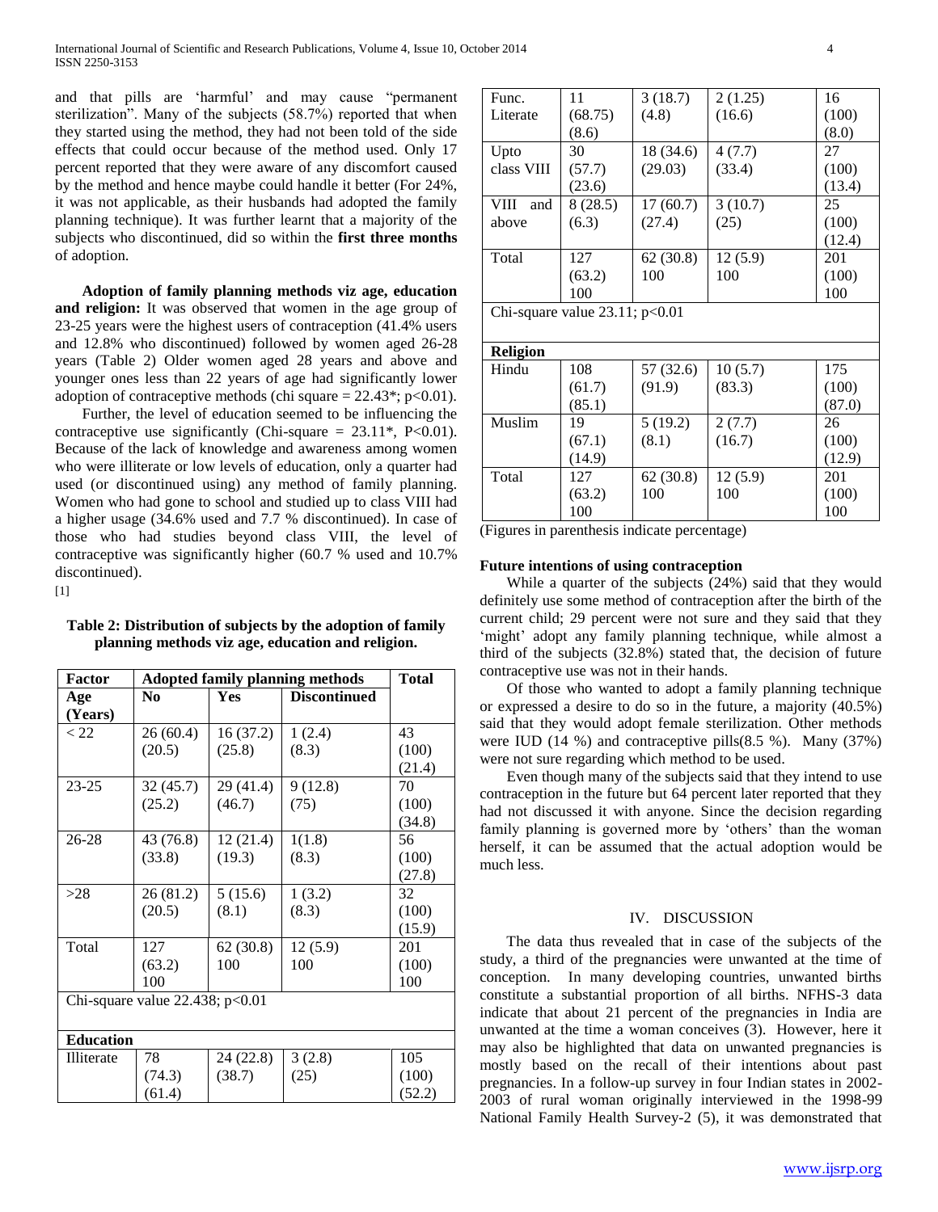and that pills are 'harmful' and may cause "permanent sterilization". Many of the subjects (58.7%) reported that when they started using the method, they had not been told of the side effects that could occur because of the method used. Only 17 percent reported that they were aware of any discomfort caused by the method and hence maybe could handle it better (For 24%, it was not applicable, as their husbands had adopted the family planning technique). It was further learnt that a majority of the subjects who discontinued, did so within the **first three months** of adoption.

**Adoption of family planning methods viz age, education and religion:** It was observed that women in the age group of 23-25 years were the highest users of contraception (41.4% users and 12.8% who discontinued) followed by women aged 26-28 years (Table 2) Older women aged 28 years and above and younger ones less than 22 years of age had significantly lower adoption of contraceptive methods (chi square = 22.43*; p<0.01).

Further, the level of education seemed to be influencing the contraceptive use significantly (Chi-square = 23.11*, P<0.01). Because of the lack of knowledge and awareness among women who were illiterate or low levels of education, only a quarter had used (or discontinued using) any method of family planning. Women who had gone to school and studied up to class VIII had a higher usage (34.6% used and 7.7 % discontinued). In case of those who had studies beyond class VIII, the level of contraceptive was significantly higher (60.7 % used and 10.7% discontinued).

[1]

**Table 2: Distribution of subjects by the adoption of family planning methods viz age, education and religion.**

| Factor | Adopted family planning methods | | | Total |
|---|---|---|---|---|
| **Age (Years)** | **No** | **Yes** | **Discontinued** | |
| < 22 | 26 (60.4) (20.5) | 16 (37.2) (25.8) | 1 (2.4) (8.3) | 43 (100) (21.4) |
| 23-25 | 32 (45.7) (25.2) | 29 (41.4) (46.7) | 9 (12.8) (75) | 70 (100) (34.8) |
| 26-28 | 43 (76.8) (33.8) | 12 (21.4) (19.3) | 1(1.8) (8.3) | 56 (100) (27.8) |
| >28 | 26 (81.2) (20.5) | 5 (15.6) (8.1) | 1 (3.2) (8.3) | 32 (100) (15.9) |
| Total | 127 (63.2) 100 | 62 (30.8) 100 | 12 (5.9) 100 | 201 (100) 100 |
| Chi-square value 22.438; p<0.01 | | | | |
| **Education** | | | | |
| Illiterate | 78 (74.3) (61.4) | 24 (22.8) (38.7) | 3 (2.8) (25) | 105 (100) (52.2) |
| Func. Literate | 11 (68.75) (8.6) | 3 (18.7) (4.8) | 2 (1.25) (16.6) | 16 (100) (8.0) |
| Upto class VIII | 30 (57.7) (23.6) | 18 (34.6) (29.03) | 4 (7.7) (33.4) | 27 (100) (13.4) |
| VIII and above | 8 (28.5) (6.3) | 17 (60.7) (27.4) | 3 (10.7) (25) | 25 (100) (12.4) |
| Total | 127 (63.2) 100 | 62 (30.8) 100 | 12 (5.9) 100 | 201 (100) 100 |
| Chi-square value 23.11; p<0.01 | | | | |
| **Religion** | | | | |
| Hindu | 108 (61.7) (85.1) | 57 (32.6) (91.9) | 10 (5.7) (83.3) | 175 (100) (87.0) |
| Muslim | 19 (67.1) (14.9) | 5 (19.2) (8.1) | 2 (7.7) (16.7) | 26 (100) (12.9) |
| Total | 127 (63.2) 100 | 62 (30.8) 100 | 12 (5.9) 100 | 201 (100) 100 |

(Figures in parenthesis indicate percentage)

**Future intentions of using contraception**

While a quarter of the subjects (24%) said that they would definitely use some method of contraception after the birth of the current child; 29 percent were not sure and they said that they 'might' adopt any family planning technique, while almost a third of the subjects (32.8%) stated that, the decision of future contraceptive use was not in their hands.

Of those who wanted to adopt a family planning technique or expressed a desire to do so in the future, a majority (40.5%) said that they would adopt female sterilization. Other methods were IUD (14 %) and contraceptive pills(8.5 %). Many (37%) were not sure regarding which method to be used.

Even though many of the subjects said that they intend to use contraception in the future but 64 percent later reported that they had not discussed it with anyone. Since the decision regarding family planning is governed more by 'others' than the woman herself, it can be assumed that the actual adoption would be much less.

## IV. DISCUSSION

The data thus revealed that in case of the subjects of the study, a third of the pregnancies were unwanted at the time of conception. In many developing countries, unwanted births constitute a substantial proportion of all births. NFHS-3 data indicate that about 21 percent of the pregnancies in India are unwanted at the time a woman conceives (3). However, here it may also be highlighted that data on unwanted pregnancies is mostly based on the recall of their intentions about past pregnancies. In a follow-up survey in four Indian states in 2002-2003 of rural woman originally interviewed in the 1998-99 National Family Health Survey-2 (5), it was demonstrated that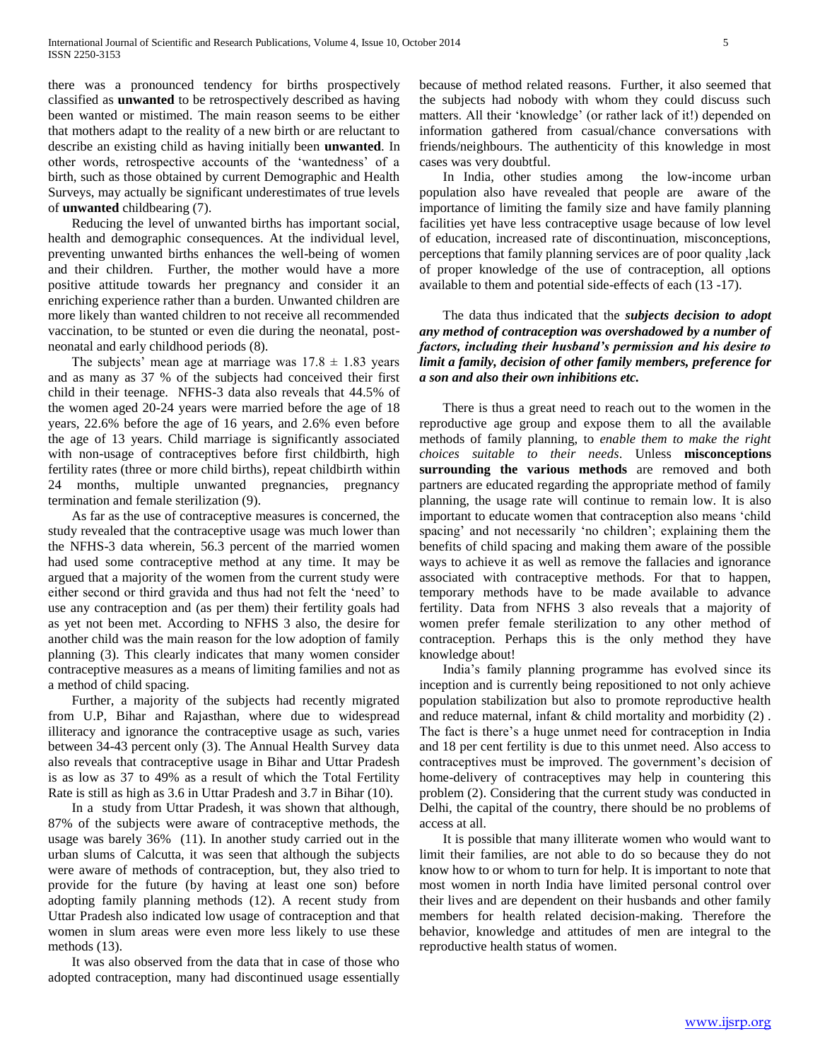there was a pronounced tendency for births prospectively classified as **unwanted** to be retrospectively described as having been wanted or mistimed. The main reason seems to be either that mothers adapt to the reality of a new birth or are reluctant to describe an existing child as having initially been **unwanted**. In other words, retrospective accounts of the 'wantedness' of a birth, such as those obtained by current Demographic and Health Surveys, may actually be significant underestimates of true levels of **unwanted** childbearing (7).

Reducing the level of unwanted births has important social, health and demographic consequences. At the individual level, preventing unwanted births enhances the well-being of women and their children. Further, the mother would have a more positive attitude towards her pregnancy and consider it an enriching experience rather than a burden. Unwanted children are more likely than wanted children to not receive all recommended vaccination, to be stunted or even die during the neonatal, post-neonatal and early childhood periods (8).

The subjects' mean age at marriage was $17.8 \pm 1.83$ years and as many as 37 % of the subjects had conceived their first child in their teenage. NFHS-3 data also reveals that 44.5% of the women aged 20-24 years were married before the age of 18 years, 22.6% before the age of 16 years, and 2.6% even before the age of 13 years. Child marriage is significantly associated with non-usage of contraceptives before first childbirth, high fertility rates (three or more child births), repeat childbirth within 24 months, multiple unwanted pregnancies, pregnancy termination and female sterilization (9).

As far as the use of contraceptive measures is concerned, the study revealed that the contraceptive usage was much lower than the NFHS-3 data wherein, 56.3 percent of the married women had used some contraceptive method at any time. It may be argued that a majority of the women from the current study were either second or third gravida and thus had not felt the 'need' to use any contraception and (as per them) their fertility goals had as yet not been met. According to NFHS 3 also, the desire for another child was the main reason for the low adoption of family planning (3). This clearly indicates that many women consider contraceptive measures as a means of limiting families and not as a method of child spacing.

Further, a majority of the subjects had recently migrated from U.P, Bihar and Rajasthan, where due to widespread illiteracy and ignorance the contraceptive usage as such, varies between 34-43 percent only (3). The Annual Health Survey data also reveals that contraceptive usage in Bihar and Uttar Pradesh is as low as 37 to 49% as a result of which the Total Fertility Rate is still as high as 3.6 in Uttar Pradesh and 3.7 in Bihar (10).

In a study from Uttar Pradesh, it was shown that although, 87% of the subjects were aware of contraceptive methods, the usage was barely 36% (11). In another study carried out in the urban slums of Calcutta, it was seen that although the subjects were aware of methods of contraception, but, they also tried to provide for the future (by having at least one son) before adopting family planning methods (12). A recent study from Uttar Pradesh also indicated low usage of contraception and that women in slum areas were even more less likely to use these methods (13).

It was also observed from the data that in case of those who adopted contraception, many had discontinued usage essentially because of method related reasons. Further, it also seemed that the subjects had nobody with whom they could discuss such matters. All their 'knowledge' (or rather lack of it!) depended on information gathered from casual/chance conversations with friends/neighbours. The authenticity of this knowledge in most cases was very doubtful.

In India, other studies among the low-income urban population also have revealed that people are aware of the importance of limiting the family size and have family planning facilities yet have less contraceptive usage because of low level of education, increased rate of discontinuation, misconceptions, perceptions that family planning services are of poor quality ,lack of proper knowledge of the use of contraception, all options available to them and potential side-effects of each (13 -17).

The data thus indicated that the ***subjects decision to adopt any method of contraception was overshadowed by a number of factors, including their husband's permission and his desire to limit a family, decision of other family members, preference for a son and also their own inhibitions etc.***

There is thus a great need to reach out to the women in the reproductive age group and expose them to all the available methods of family planning, to *enable them to make the right choices suitable to their needs*. Unless **misconceptions surrounding the various methods** are removed and both partners are educated regarding the appropriate method of family planning, the usage rate will continue to remain low. It is also important to educate women that contraception also means 'child spacing' and not necessarily 'no children'; explaining them the benefits of child spacing and making them aware of the possible ways to achieve it as well as remove the fallacies and ignorance associated with contraceptive methods. For that to happen, temporary methods have to be made available to advance fertility. Data from NFHS 3 also reveals that a majority of women prefer female sterilization to any other method of contraception. Perhaps this is the only method they have knowledge about!

India's family planning programme has evolved since its inception and is currently being repositioned to not only achieve population stabilization but also to promote reproductive health and reduce maternal, infant & child mortality and morbidity (2) . The fact is there's a huge unmet need for contraception in India and 18 per cent fertility is due to this unmet need. Also access to contraceptives must be improved. The government's decision of home-delivery of contraceptives may help in countering this problem (2). Considering that the current study was conducted in Delhi, the capital of the country, there should be no problems of access at all.

It is possible that many illiterate women who would want to limit their families, are not able to do so because they do not know how to or whom to turn for help. It is important to note that most women in north India have limited personal control over their lives and are dependent on their husbands and other family members for health related decision-making. Therefore the behavior, knowledge and attitudes of men are integral to the reproductive health status of women.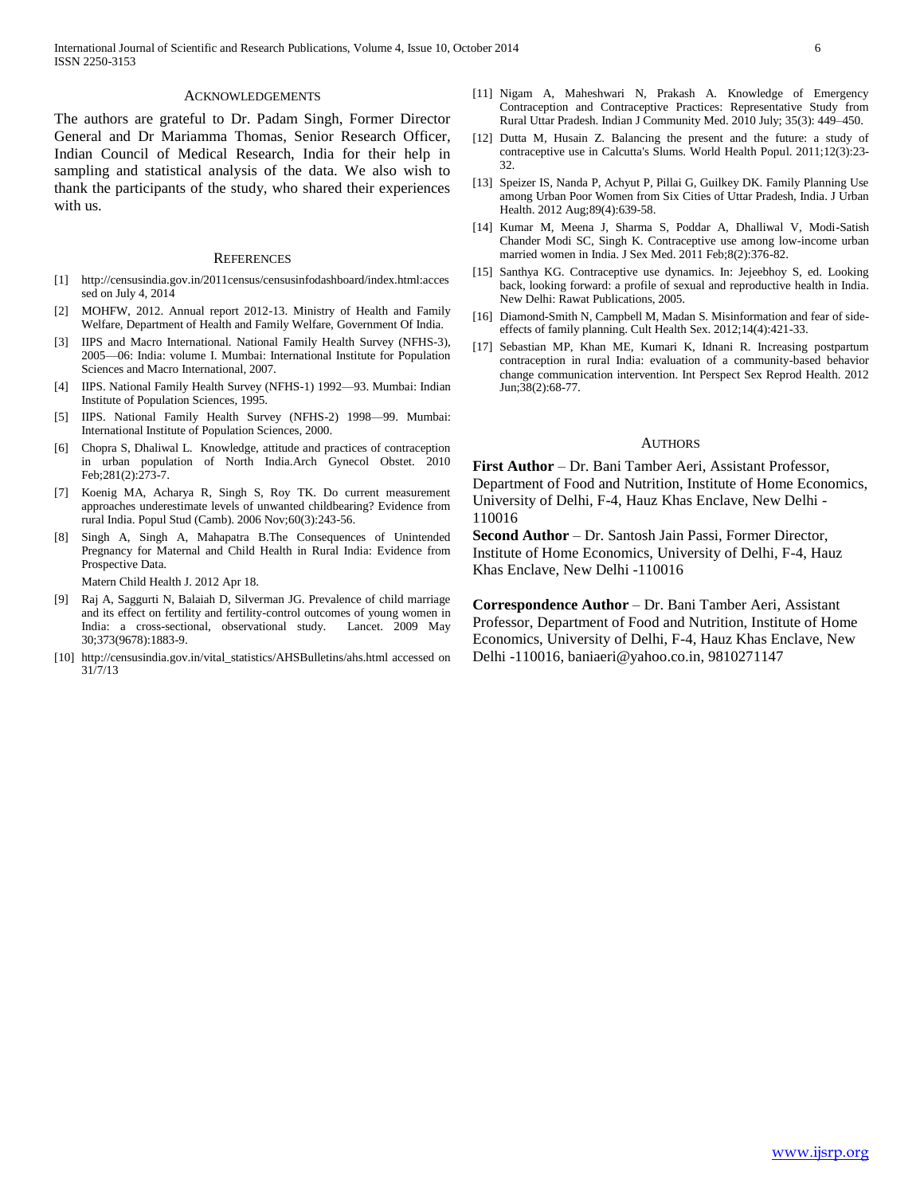## ACKNOWLEDGEMENTS

The authors are grateful to Dr. Padam Singh, Former Director General and Dr Mariamma Thomas, Senior Research Officer, Indian Council of Medical Research, India for their help in sampling and statistical analysis of the data. We also wish to thank the participants of the study, who shared their experiences with us.

## REFERENCES

[1] http://censusindia.gov.in/2011census/censusinfodashboard/index.html:accessed on July 4, 2014

[2] MOHFW, 2012. Annual report 2012-13. Ministry of Health and Family Welfare, Department of Health and Family Welfare, Government Of India.

[3] IIPS and Macro International. National Family Health Survey (NFHS-3), 2005—06: India: volume I. Mumbai: International Institute for Population Sciences and Macro International, 2007.

[4] IIPS. National Family Health Survey (NFHS-1) 1992—93. Mumbai: Indian Institute of Population Sciences, 1995.

[5] IIPS. National Family Health Survey (NFHS-2) 1998—99. Mumbai: International Institute of Population Sciences, 2000.

[6] Chopra S, Dhaliwal L. Knowledge, attitude and practices of contraception in urban population of North India.Arch Gynecol Obstet. 2010 Feb;281(2):273-7.

[7] Koenig MA, Acharya R, Singh S, Roy TK. Do current measurement approaches underestimate levels of unwanted childbearing? Evidence from rural India. Popul Stud (Camb). 2006 Nov;60(3):243-56.

[8] Singh A, Singh A, Mahapatra B.The Consequences of Unintended Pregnancy for Maternal and Child Health in Rural India: Evidence from Prospective Data.

Matern Child Health J. 2012 Apr 18.

[9] Raj A, Saggurti N, Balaiah D, Silverman JG. Prevalence of child marriage and its effect on fertility and fertility-control outcomes of young women in India: a cross-sectional, observational study. Lancet. 2009 May 30;373(9678):1883-9.

[10] http://censusindia.gov.in/vital_statistics/AHSBulletins/ahs.html accessed on 31/7/13

[11] Nigam A, Maheshwari N, Prakash A. Knowledge of Emergency Contraception and Contraceptive Practices: Representative Study from Rural Uttar Pradesh. Indian J Community Med. 2010 July; 35(3): 449–450.

[12] Dutta M, Husain Z. Balancing the present and the future: a study of contraceptive use in Calcutta's Slums. World Health Popul. 2011;12(3):23-32.

[13] Speizer IS, Nanda P, Achyut P, Pillai G, Guilkey DK. Family Planning Use among Urban Poor Women from Six Cities of Uttar Pradesh, India. J Urban Health. 2012 Aug;89(4):639-58.

[14] Kumar M, Meena J, Sharma S, Poddar A, Dhalliwal V, Modi-Satish Chander Modi SC, Singh K. Contraceptive use among low-income urban married women in India. J Sex Med. 2011 Feb;8(2):376-82.

[15] Santhya KG. Contraceptive use dynamics. In: Jejeebhoy S, ed. Looking back, looking forward: a profile of sexual and reproductive health in India. New Delhi: Rawat Publications, 2005.

[16] Diamond-Smith N, Campbell M, Madan S. Misinformation and fear of side-effects of family planning. Cult Health Sex. 2012;14(4):421-33.

[17] Sebastian MP, Khan ME, Kumari K, Idnani R. Increasing postpartum contraception in rural India: evaluation of a community-based behavior change communication intervention. Int Perspect Sex Reprod Health. 2012 Jun;38(2):68-77.

## AUTHORS

**First Author** – Dr. Bani Tamber Aeri, Assistant Professor, Department of Food and Nutrition, Institute of Home Economics, University of Delhi, F-4, Hauz Khas Enclave, New Delhi - 110016

**Second Author** – Dr. Santosh Jain Passi, Former Director, Institute of Home Economics, University of Delhi, F-4, Hauz Khas Enclave, New Delhi -110016

**Correspondence Author** – Dr. Bani Tamber Aeri, Assistant Professor, Department of Food and Nutrition, Institute of Home Economics, University of Delhi, F-4, Hauz Khas Enclave, New Delhi -110016, baniaeri@yahoo.co.in, 9810271147